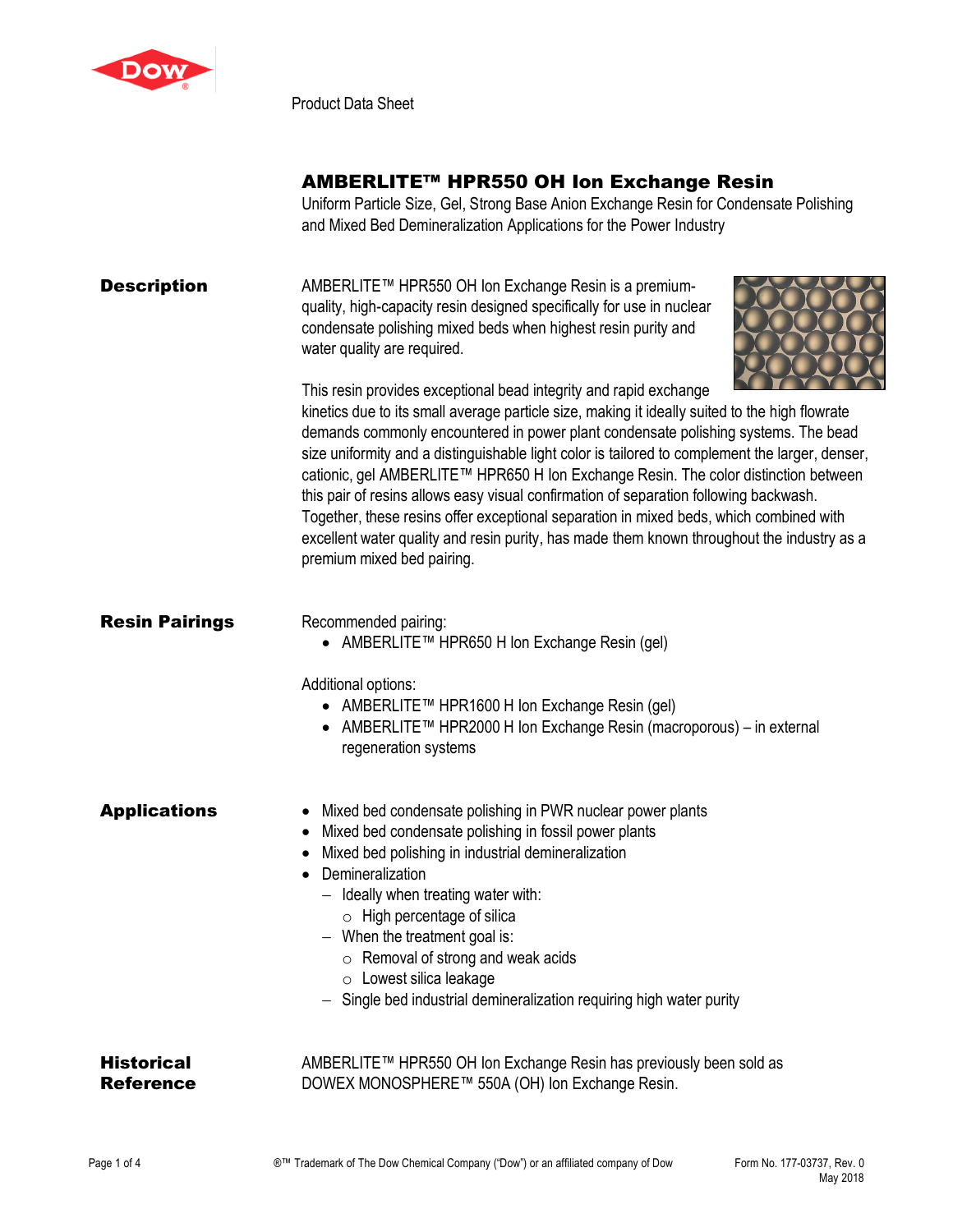Product Data Sheet

# AMBERLITE™ HPR550 OH Ion Exchange Resin

Uniform Particle Size, Gel, Strong Base Anion Exchange Resin for Condensate Polishing and Mixed Bed Demineralization Applications for the Power Industry

## Description

AMBERLITE™ HPR550 OH Ion Exchange Resin is a premium-quality, high-capacity resin designed specifically for use in nuclear condensate polishing mixed beds when highest resin purity and water quality are required.

This resin provides exceptional bead integrity and rapid exchange kinetics due to its small average particle size, making it ideally suited to the high flowrate demands commonly encountered in power plant condensate polishing systems. The bead size uniformity and a distinguishable light color is tailored to complement the larger, denser, cationic, gel AMBERLITE™ HPR650 H Ion Exchange Resin. The color distinction between this pair of resins allows easy visual confirmation of separation following backwash. Together, these resins offer exceptional separation in mixed beds, which combined with excellent water quality and resin purity, has made them known throughout the industry as a premium mixed bed pairing.

## Resin Pairings

Recommended pairing:

- AMBERLITE™ HPR650 H Ion Exchange Resin (gel)

Additional options:

- AMBERLITE™ HPR1600 H Ion Exchange Resin (gel)
- AMBERLITE™ HPR2000 H Ion Exchange Resin (macroporous) – in external regeneration systems

## Applications

- Mixed bed condensate polishing in PWR nuclear power plants
- Mixed bed condensate polishing in fossil power plants
- Mixed bed polishing in industrial demineralization
- Demineralization
  - Ideally when treating water with:
    - High percentage of silica
  - When the treatment goal is:
    - Removal of strong and weak acids
    - Lowest silica leakage
  - Single bed industrial demineralization requiring high water purity

## Historical Reference

AMBERLITE™ HPR550 OH Ion Exchange Resin has previously been sold as DOWEX MONOSPHERE™ 550A (OH) Ion Exchange Resin.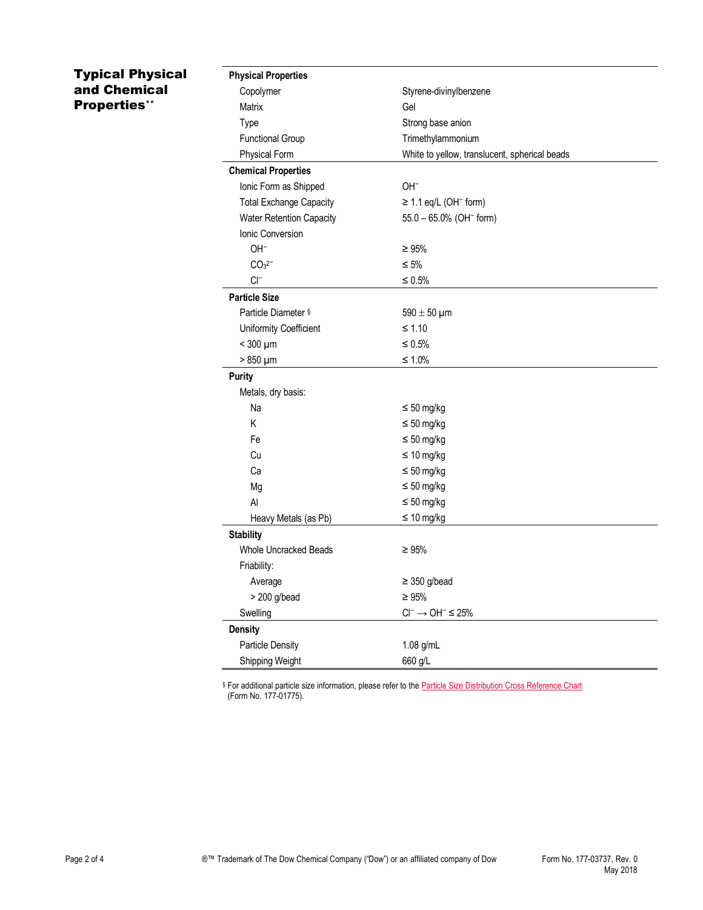## Typical Physical and Chemical Properties**

| Property | Value |
|---|---|
| **Physical Properties** | |
| Copolymer | Styrene-divinylbenzene |
| Matrix | Gel |
| Type | Strong base anion |
| Functional Group | Trimethylammonium |
| Physical Form | White to yellow, translucent, spherical beads |
| **Chemical Properties** | |
| Ionic Form as Shipped | $OH^-$ |
| Total Exchange Capacity | ≥ 1.1 eq/L ($OH^-$ form) |
| Water Retention Capacity | 55.0 – 65.0% ($OH^-$ form) |
| Ionic Conversion | |
| $OH^-$ | ≥ 95% |
| $CO_3^{2-}$ | ≤ 5% |
| $Cl^-$ | ≤ 0.5% |
| **Particle Size** | |
| Particle Diameter § | 590 ± 50 µm |
| Uniformity Coefficient | ≤ 1.10 |
| < 300 µm | ≤ 0.5% |
| > 850 µm | ≤ 1.0% |
| **Purity** | |
| Metals, dry basis: | |
| Na | ≤ 50 mg/kg |
| K | ≤ 50 mg/kg |
| Fe | ≤ 50 mg/kg |
| Cu | ≤ 10 mg/kg |
| Ca | ≤ 50 mg/kg |
| Mg | ≤ 50 mg/kg |
| Al | ≤ 50 mg/kg |
| Heavy Metals (as Pb) | ≤ 10 mg/kg |
| **Stability** | |
| Whole Uncracked Beads | ≥ 95% |
| Friability: | |
| Average | ≥ 350 g/bead |
| > 200 g/bead | ≥ 95% |
| Swelling | $Cl^- \rightarrow OH^-$ ≤ 25% |
| **Density** | |
| Particle Density | 1.08 g/mL |
| Shipping Weight | 660 g/L |

§ For additional particle size information, please refer to the Particle Size Distribution Cross Reference Chart (Form No. 177-01775).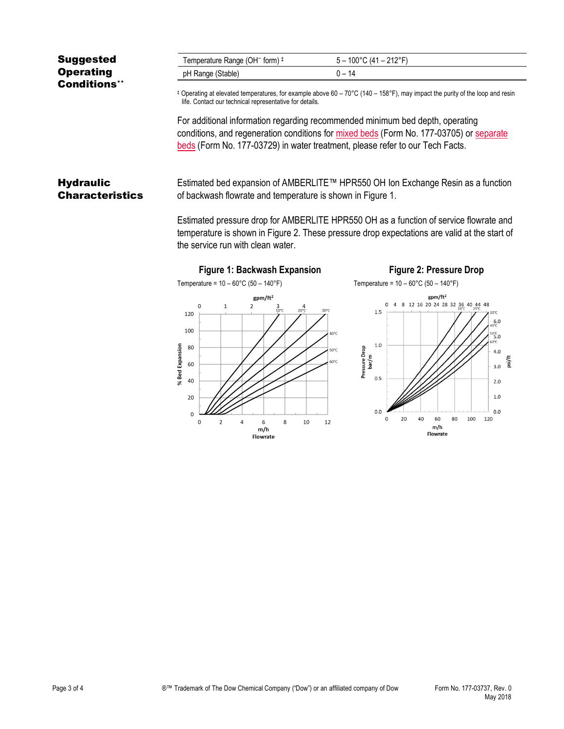## Suggested Operating Conditions**

| Temperature Range (OH⁻ form) ‡ | 5 – 100°C (41 – 212°F) |
|---|---|
| pH Range (Stable) | 0 – 14 |

‡ Operating at elevated temperatures, for example above 60 – 70°C (140 – 158°F), may impact the purity of the loop and resin life. Contact our technical representative for details.

For additional information regarding recommended minimum bed depth, operating conditions, and regeneration conditions for mixed beds (Form No. 177-03705) or separate beds (Form No. 177-03729) in water treatment, please refer to our Tech Facts.

## Hydraulic Characteristics

Estimated bed expansion of AMBERLITE™ HPR550 OH Ion Exchange Resin as a function of backwash flowrate and temperature is shown in Figure 1.

Estimated pressure drop for AMBERLITE HPR550 OH as a function of service flowrate and temperature is shown in Figure 2. These pressure drop expectations are valid at the start of the service run with clean water.

**Figure 1: Backwash Expansion**

Temperature = 10 – 60°C (50 – 140°F)

**Figure 2: Pressure Drop**

Temperature = 10 – 60°C (50 – 140°F)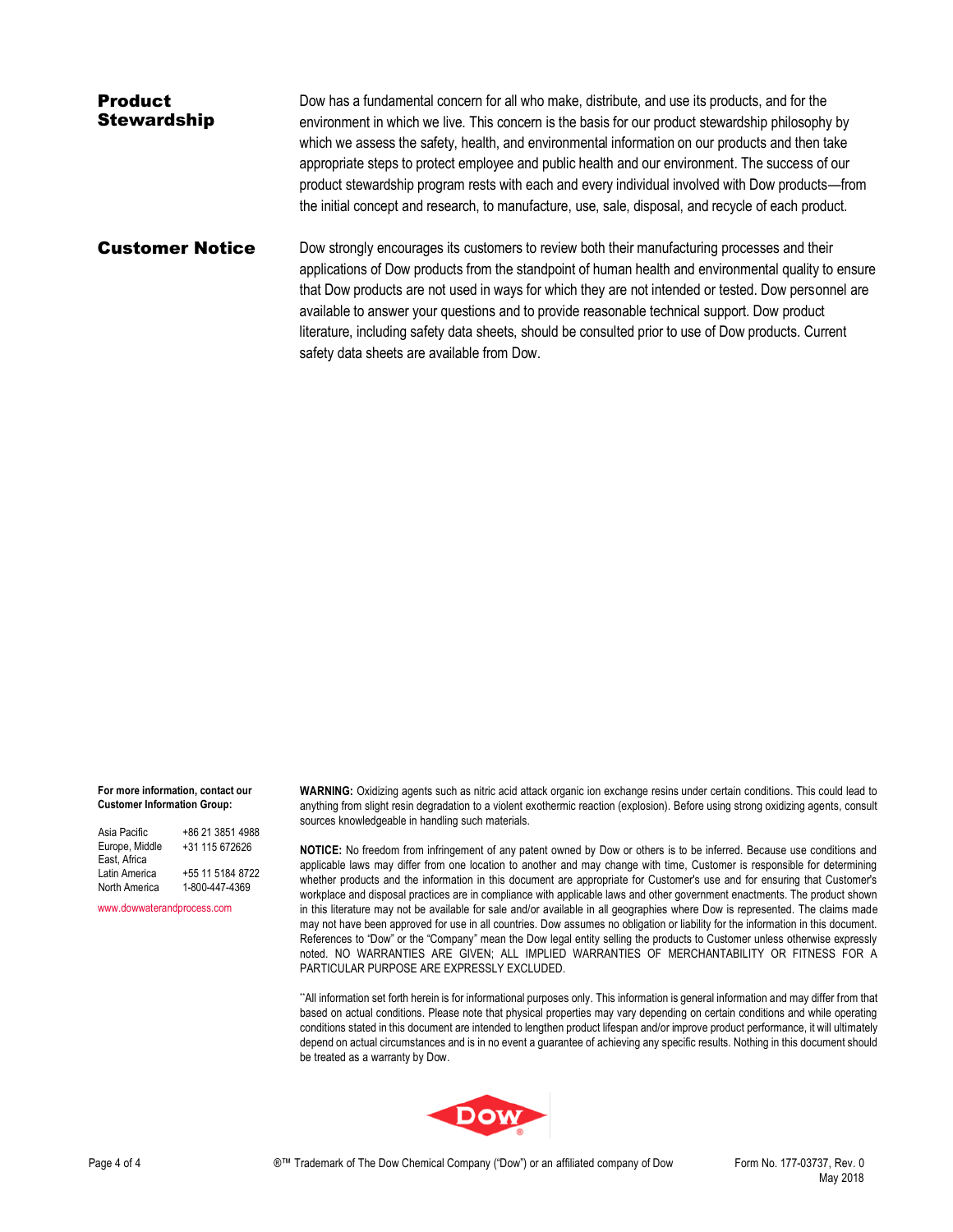## Product Stewardship

Dow has a fundamental concern for all who make, distribute, and use its products, and for the environment in which we live. This concern is the basis for our product stewardship philosophy by which we assess the safety, health, and environmental information on our products and then take appropriate steps to protect employee and public health and our environment. The success of our product stewardship program rests with each and every individual involved with Dow products—from the initial concept and research, to manufacture, use, sale, disposal, and recycle of each product.

## Customer Notice

Dow strongly encourages its customers to review both their manufacturing processes and their applications of Dow products from the standpoint of human health and environmental quality to ensure that Dow products are not used in ways for which they are not intended or tested. Dow personnel are available to answer your questions and to provide reasonable technical support. Dow product literature, including safety data sheets, should be consulted prior to use of Dow products. Current safety data sheets are available from Dow.

**For more information, contact our Customer Information Group:**

| | |
|---|---|
| Asia Pacific | +86 21 3851 4988 |
| Europe, Middle East, Africa | +31 115 672626 |
| Latin America | +55 11 5184 8722 |
| North America | 1-800-447-4369 |

www.dowwaterandprocess.com

**WARNING:** Oxidizing agents such as nitric acid attack organic ion exchange resins under certain conditions. This could lead to anything from slight resin degradation to a violent exothermic reaction (explosion). Before using strong oxidizing agents, consult sources knowledgeable in handling such materials.

**NOTICE:** No freedom from infringement of any patent owned by Dow or others is to be inferred. Because use conditions and applicable laws may differ from one location to another and may change with time, Customer is responsible for determining whether products and the information in this document are appropriate for Customer's use and for ensuring that Customer's workplace and disposal practices are in compliance with applicable laws and other government enactments. The product shown in this literature may not be available for sale and/or available in all geographies where Dow is represented. The claims made may not have been approved for use in all countries. Dow assumes no obligation or liability for the information in this document. References to "Dow" or the "Company" mean the Dow legal entity selling the products to Customer unless otherwise expressly noted. NO WARRANTIES ARE GIVEN; ALL IMPLIED WARRANTIES OF MERCHANTABILITY OR FITNESS FOR A PARTICULAR PURPOSE ARE EXPRESSLY EXCLUDED.

**All information set forth herein is for informational purposes only. This information is general information and may differ from that based on actual conditions. Please note that physical properties may vary depending on certain conditions and while operating conditions stated in this document are intended to lengthen product lifespan and/or improve product performance, it will ultimately depend on actual circumstances and is in no event a guarantee of achieving any specific results. Nothing in this document should be treated as a warranty by Dow.

®™ Trademark of The Dow Chemical Company ("Dow") or an affiliated company of Dow

Form No. 177-03737, Rev. 0
May 2018